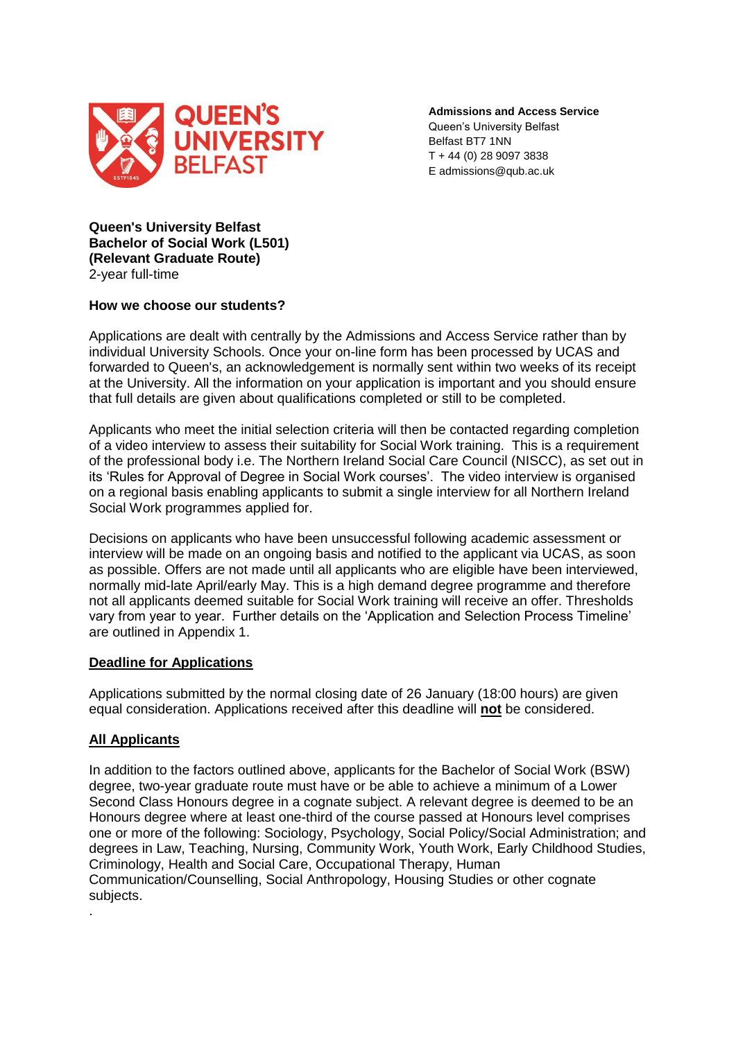**Admissions and Access Service**
Queen's University Belfast
Belfast BT7 1NN
T + 44 (0) 28 9097 3838
E admissions@qub.ac.uk

**Queen's University Belfast**
**Bachelor of Social Work (L501)**
**(Relevant Graduate Route)**
2-year full-time

**How we choose our students?**

Applications are dealt with centrally by the Admissions and Access Service rather than by individual University Schools. Once your on-line form has been processed by UCAS and forwarded to Queen's, an acknowledgement is normally sent within two weeks of its receipt at the University. All the information on your application is important and you should ensure that full details are given about qualifications completed or still to be completed.

Applicants who meet the initial selection criteria will then be contacted regarding completion of a video interview to assess their suitability for Social Work training. This is a requirement of the professional body i.e. The Northern Ireland Social Care Council (NISCC), as set out in its 'Rules for Approval of Degree in Social Work courses'. The video interview is organised on a regional basis enabling applicants to submit a single interview for all Northern Ireland Social Work programmes applied for.

Decisions on applicants who have been unsuccessful following academic assessment or interview will be made on an ongoing basis and notified to the applicant via UCAS, as soon as possible. Offers are not made until all applicants who are eligible have been interviewed, normally mid-late April/early May. This is a high demand degree programme and therefore not all applicants deemed suitable for Social Work training will receive an offer. Thresholds vary from year to year. Further details on the 'Application and Selection Process Timeline' are outlined in Appendix 1.

**Deadline for Applications**

Applications submitted by the normal closing date of 26 January (18:00 hours) are given equal consideration. Applications received after this deadline will **not** be considered.

**All Applicants**

In addition to the factors outlined above, applicants for the Bachelor of Social Work (BSW) degree, two-year graduate route must have or be able to achieve a minimum of a Lower Second Class Honours degree in a cognate subject. A relevant degree is deemed to be an Honours degree where at least one-third of the course passed at Honours level comprises one or more of the following: Sociology, Psychology, Social Policy/Social Administration; and degrees in Law, Teaching, Nursing, Community Work, Youth Work, Early Childhood Studies, Criminology, Health and Social Care, Occupational Therapy, Human Communication/Counselling, Social Anthropology, Housing Studies or other cognate subjects.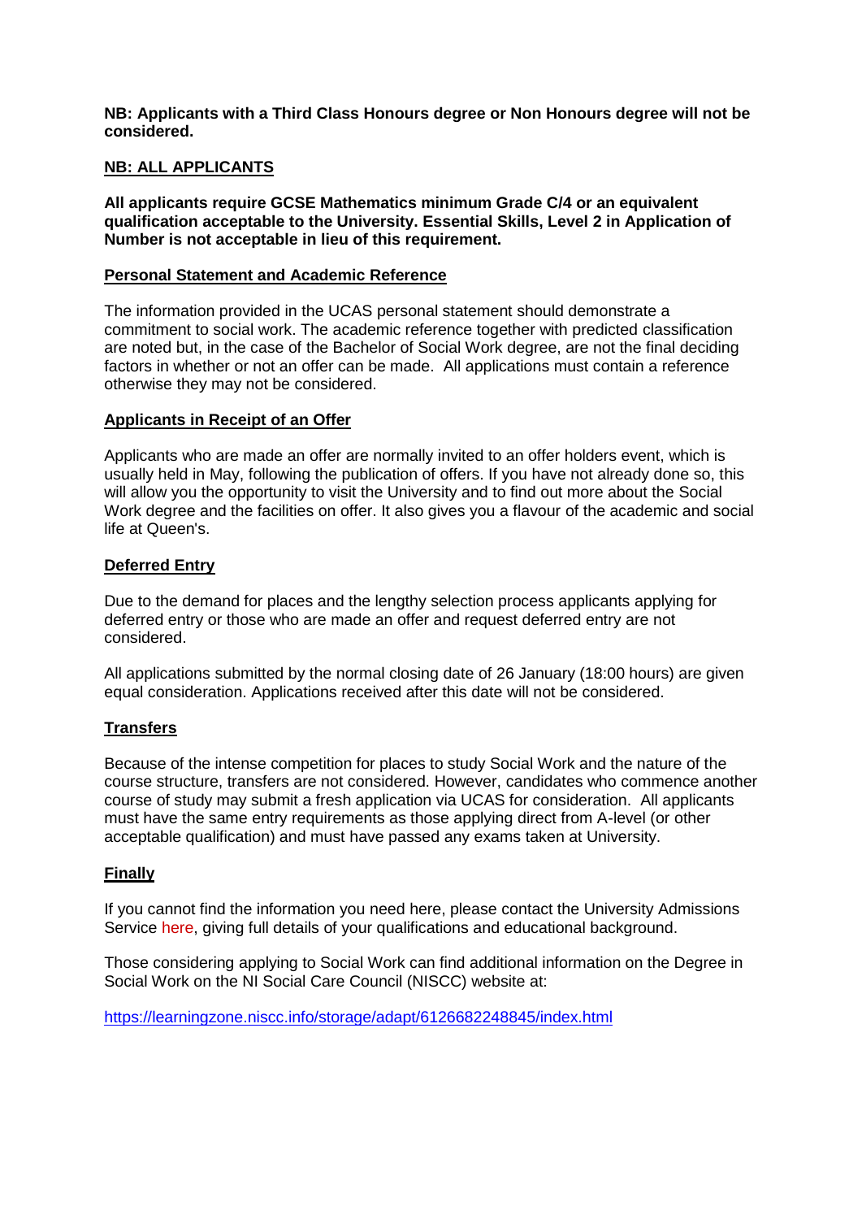**NB: Applicants with a Third Class Honours degree or Non Honours degree will not be considered.**

**NB: ALL APPLICANTS**

**All applicants require GCSE Mathematics minimum Grade C/4 or an equivalent qualification acceptable to the University. Essential Skills, Level 2 in Application of Number is not acceptable in lieu of this requirement.**

## Personal Statement and Academic Reference

The information provided in the UCAS personal statement should demonstrate a commitment to social work. The academic reference together with predicted classification are noted but, in the case of the Bachelor of Social Work degree, are not the final deciding factors in whether or not an offer can be made. All applications must contain a reference otherwise they may not be considered.

## Applicants in Receipt of an Offer

Applicants who are made an offer are normally invited to an offer holders event, which is usually held in May, following the publication of offers. If you have not already done so, this will allow you the opportunity to visit the University and to find out more about the Social Work degree and the facilities on offer. It also gives you a flavour of the academic and social life at Queen's.

## Deferred Entry

Due to the demand for places and the lengthy selection process applicants applying for deferred entry or those who are made an offer and request deferred entry are not considered.

All applications submitted by the normal closing date of 26 January (18:00 hours) are given equal consideration. Applications received after this date will not be considered.

## Transfers

Because of the intense competition for places to study Social Work and the nature of the course structure, transfers are not considered. However, candidates who commence another course of study may submit a fresh application via UCAS for consideration. All applicants must have the same entry requirements as those applying direct from A-level (or other acceptable qualification) and must have passed any exams taken at University.

## Finally

If you cannot find the information you need here, please contact the University Admissions Service here, giving full details of your qualifications and educational background.

Those considering applying to Social Work can find additional information on the Degree in Social Work on the NI Social Care Council (NISCC) website at:

https://learningzone.niscc.info/storage/adapt/6126682248845/index.html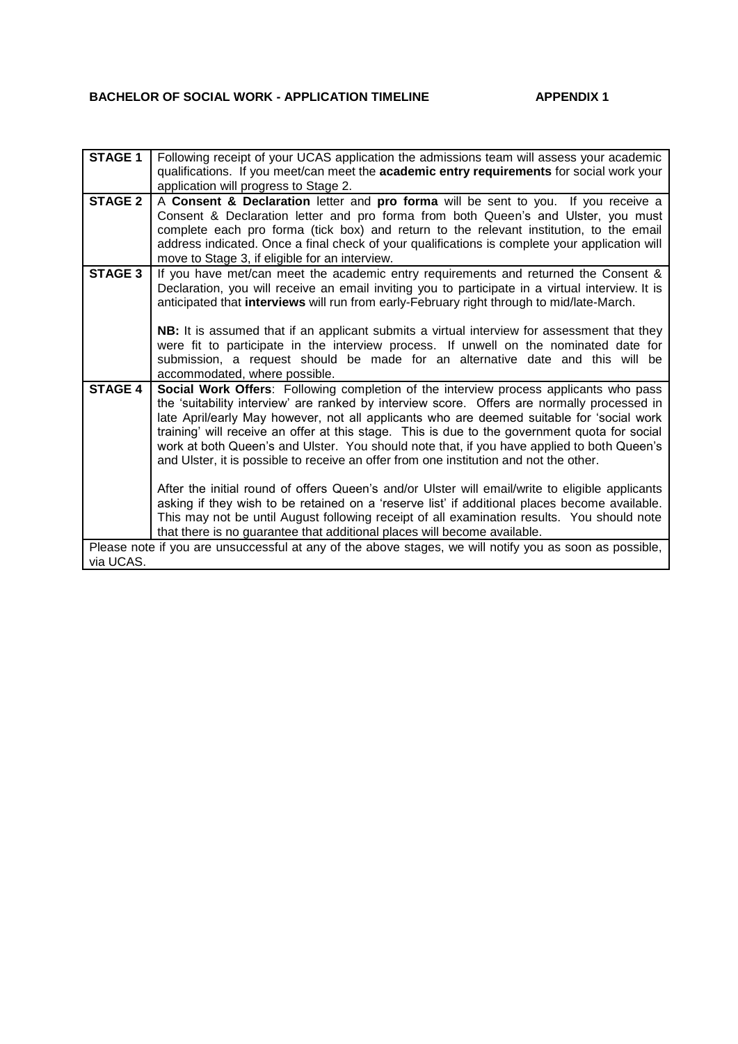**BACHELOR OF SOCIAL WORK - APPLICATION TIMELINE** **APPENDIX 1**

| | |
|---|---|
| **STAGE 1** | Following receipt of your UCAS application the admissions team will assess your academic qualifications. If you meet/can meet the **academic entry requirements** for social work your application will progress to Stage 2. |
| **STAGE 2** | A **Consent & Declaration** letter and **pro forma** will be sent to you. If you receive a Consent & Declaration letter and pro forma from both Queen's and Ulster, you must complete each pro forma (tick box) and return to the relevant institution, to the email address indicated. Once a final check of your qualifications is complete your application will move to Stage 3, if eligible for an interview. |
| **STAGE 3** | If you have met/can meet the academic entry requirements and returned the Consent & Declaration, you will receive an email inviting you to participate in a virtual interview. It is anticipated that **interviews** will run from early-February right through to mid/late-March.<br><br>**NB:** It is assumed that if an applicant submits a virtual interview for assessment that they were fit to participate in the interview process. If unwell on the nominated date for submission, a request should be made for an alternative date and this will be accommodated, where possible. |
| **STAGE 4** | **Social Work Offers**: Following completion of the interview process applicants who pass the 'suitability interview' are ranked by interview score. Offers are normally processed in late April/early May however, not all applicants who are deemed suitable for 'social work training' will receive an offer at this stage. This is due to the government quota for social work at both Queen's and Ulster. You should note that, if you have applied to both Queen's and Ulster, it is possible to receive an offer from one institution and not the other.<br><br>After the initial round of offers Queen's and/or Ulster will email/write to eligible applicants asking if they wish to be retained on a 'reserve list' if additional places become available. This may not be until August following receipt of all examination results. You should note that there is no guarantee that additional places will become available. |
| Please note if you are unsuccessful at any of the above stages, we will notify you as soon as possible, via UCAS. | |